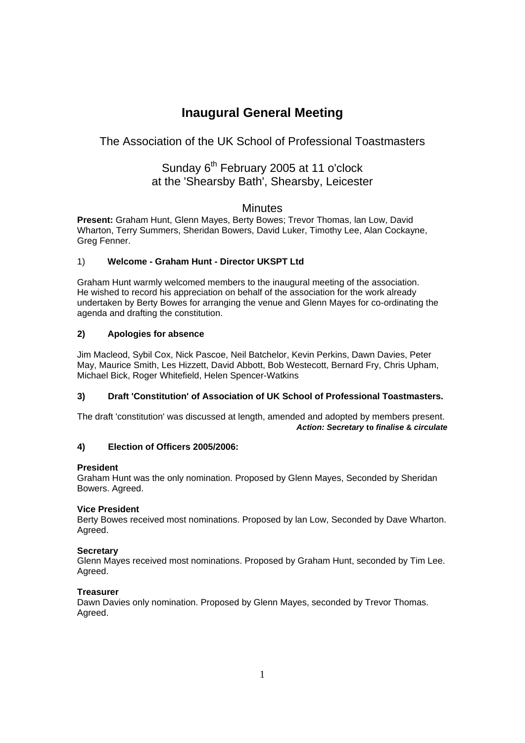# Inaugural General Meeting

## The Association of the UK School of Professional Toastmasters

## Sunday 6th February 2005 at 11 o'clock
## at the 'Shearsby Bath', Shearsby, Leicester

## Minutes

**Present:** Graham Hunt, Glenn Mayes, Berty Bowes; Trevor Thomas, Ian Low, David Wharton, Terry Summers, Sheridan Bowers, David Luker, Timothy Lee, Alan Cockayne, Greg Fenner.

1) **Welcome - Graham Hunt - Director UKSPT Ltd**

Graham Hunt warmly welcomed members to the inaugural meeting of the association. He wished to record his appreciation on behalf of the association for the work already undertaken by Berty Bowes for arranging the venue and Glenn Mayes for co-ordinating the agenda and drafting the constitution.

**2) Apologies for absence**

Jim Macleod, Sybil Cox, Nick Pascoe, Neil Batchelor, Kevin Perkins, Dawn Davies, Peter May, Maurice Smith, Les Hizzett, David Abbott, Bob Westecott, Bernard Fry, Chris Upham, Michael Bick, Roger Whitefield, Helen Spencer-Watkins

**3) Draft 'Constitution' of Association of UK School of Professional Toastmasters.**

The draft 'constitution' was discussed at length, amended and adopted by members present.

***Action: Secretary to finalise & circulate***

**4) Election of Officers 2005/2006:**

**President**
Graham Hunt was the only nomination. Proposed by Glenn Mayes, Seconded by Sheridan Bowers. Agreed.

**Vice President**
Berty Bowes received most nominations. Proposed by Ian Low, Seconded by Dave Wharton. Agreed.

**Secretary**
Glenn Mayes received most nominations. Proposed by Graham Hunt, seconded by Tim Lee. Agreed.

**Treasurer**
Dawn Davies only nomination. Proposed by Glenn Mayes, seconded by Trevor Thomas. Agreed.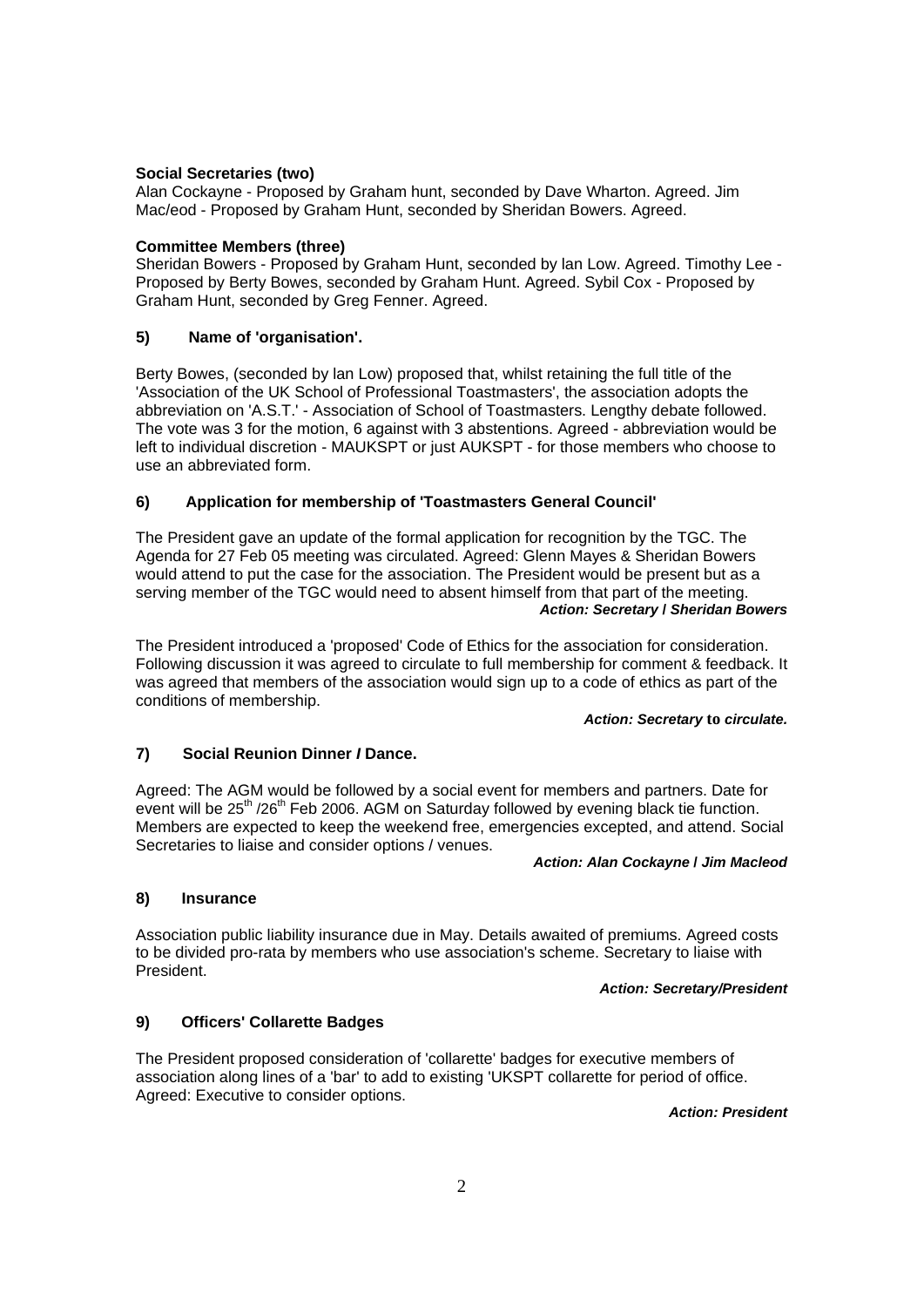**Social Secretaries (two)**
Alan Cockayne - Proposed by Graham hunt, seconded by Dave Wharton. Agreed. Jim Mac/eod - Proposed by Graham Hunt, seconded by Sheridan Bowers. Agreed.

**Committee Members (three)**
Sheridan Bowers - Proposed by Graham Hunt, seconded by lan Low. Agreed. Timothy Lee - Proposed by Berty Bowes, seconded by Graham Hunt. Agreed. Sybil Cox - Proposed by Graham Hunt, seconded by Greg Fenner. Agreed.

**5) Name of 'organisation'.**

Berty Bowes, (seconded by lan Low) proposed that, whilst retaining the full title of the 'Association of the UK School of Professional Toastmasters', the association adopts the abbreviation on 'A.S.T.' - Association of School of Toastmasters. Lengthy debate followed. The vote was 3 for the motion, 6 against with 3 abstentions. Agreed - abbreviation would be left to individual discretion - MAUKSPT or just AUKSPT - for those members who choose to use an abbreviated form.

**6) Application for membership of 'Toastmasters General Council'**

The President gave an update of the formal application for recognition by the TGC. The Agenda for 27 Feb 05 meeting was circulated. Agreed: Glenn Mayes & Sheridan Bowers would attend to put the case for the association. The President would be present but as a serving member of the TGC would need to absent himself from that part of the meeting.

***Action: Secretary / Sheridan Bowers***

The President introduced a 'proposed' Code of Ethics for the association for consideration. Following discussion it was agreed to circulate to full membership for comment & feedback. It was agreed that members of the association would sign up to a code of ethics as part of the conditions of membership.

***Action: Secretary to circulate.***

**7) Social Reunion Dinner / Dance.**

Agreed: The AGM would be followed by a social event for members and partners. Date for event will be 25th /26th Feb 2006. AGM on Saturday followed by evening black tie function. Members are expected to keep the weekend free, emergencies excepted, and attend. Social Secretaries to liaise and consider options / venues.

***Action: Alan Cockayne / Jim Macleod***

**8) Insurance**

Association public liability insurance due in May. Details awaited of premiums. Agreed costs to be divided pro-rata by members who use association's scheme. Secretary to liaise with President.

***Action: Secretary/President***

**9) Officers' Collarette Badges**

The President proposed consideration of 'collarette' badges for executive members of association along lines of a 'bar' to add to existing 'UKSPT collarette for period of office. Agreed: Executive to consider options.

***Action: President***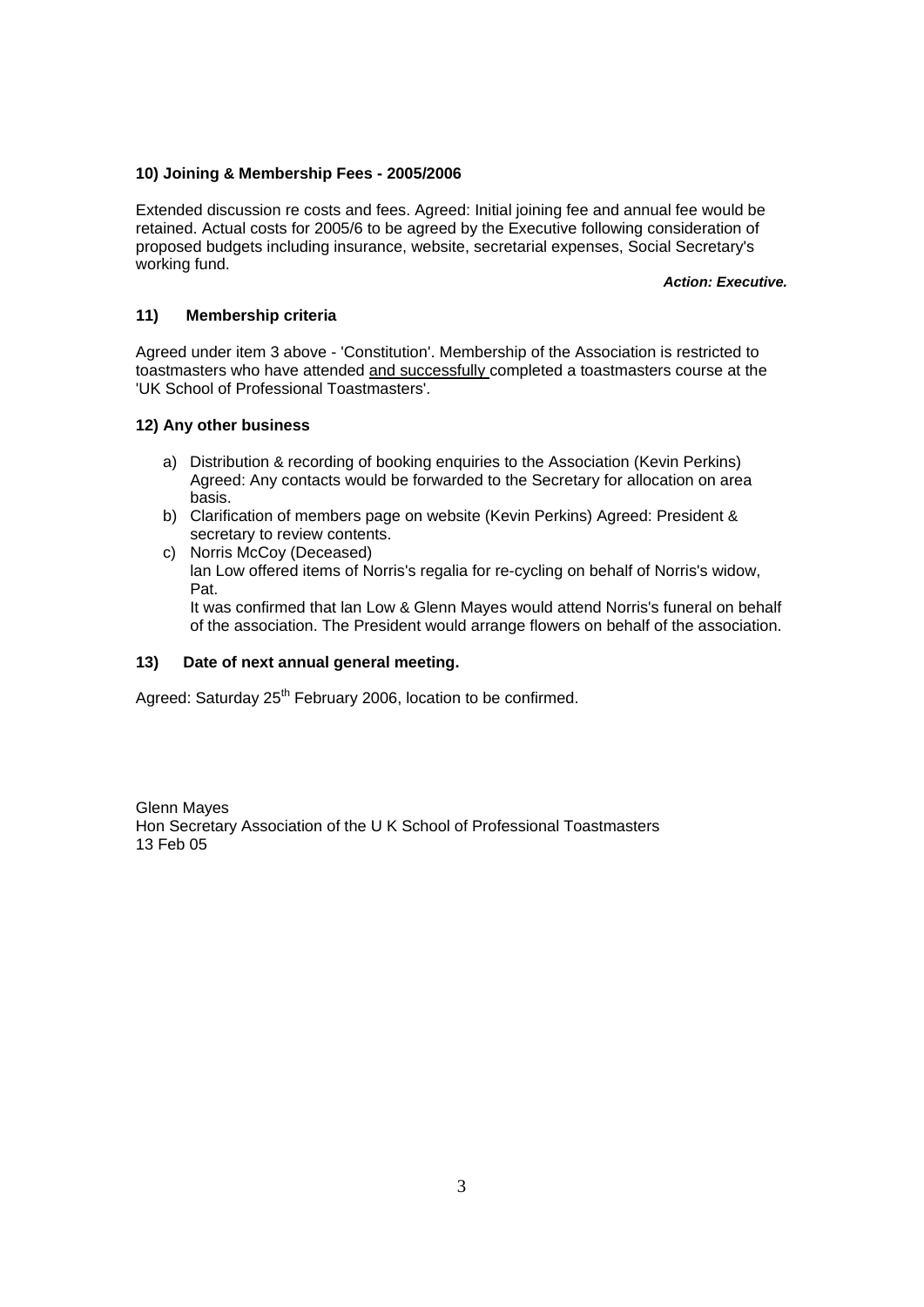**10) Joining & Membership Fees - 2005/2006**

Extended discussion re costs and fees. Agreed: Initial joining fee and annual fee would be retained. Actual costs for 2005/6 to be agreed by the Executive following consideration of proposed budgets including insurance, website, secretarial expenses, Social Secretary's working fund.

***Action: Executive.***

**11) Membership criteria**

Agreed under item 3 above - 'Constitution'. Membership of the Association is restricted to toastmasters who have attended <u>and successfully</u> completed a toastmasters course at the 'UK School of Professional Toastmasters'.

**12) Any other business**

a) Distribution & recording of booking enquiries to the Association (Kevin Perkins) Agreed: Any contacts would be forwarded to the Secretary for allocation on area basis.
b) Clarification of members page on website (Kevin Perkins) Agreed: President & secretary to review contents.
c) Norris McCoy (Deceased)
   Ian Low offered items of Norris's regalia for re-cycling on behalf of Norris's widow, Pat.
   It was confirmed that Ian Low & Glenn Mayes would attend Norris's funeral on behalf of the association. The President would arrange flowers on behalf of the association.

**13) Date of next annual general meeting.**

Agreed: Saturday 25th February 2006, location to be confirmed.

Glenn Mayes
Hon Secretary Association of the U K School of Professional Toastmasters
13 Feb 05